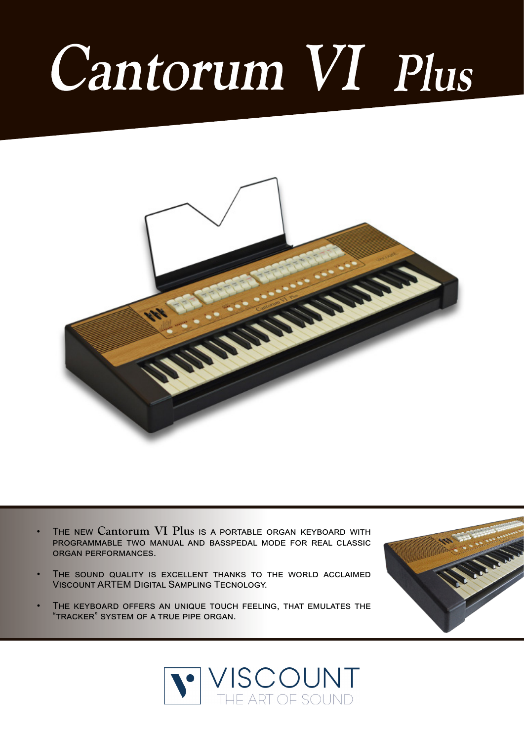# Cantorum VI Plus

- The new **Cantorum VI Plus** is a portable organ keyboard with programmable two manual and basspedal mode for real classic organ performances.
- The sound quality is excellent thanks to the world acclaimed Viscount ARTEM Digital Sampling Tecnology.
- The keyboard offers an unique touch feeling, that emulates the "tracker" system of a true pipe organ.

VISCOUNT
THE ART OF SOUND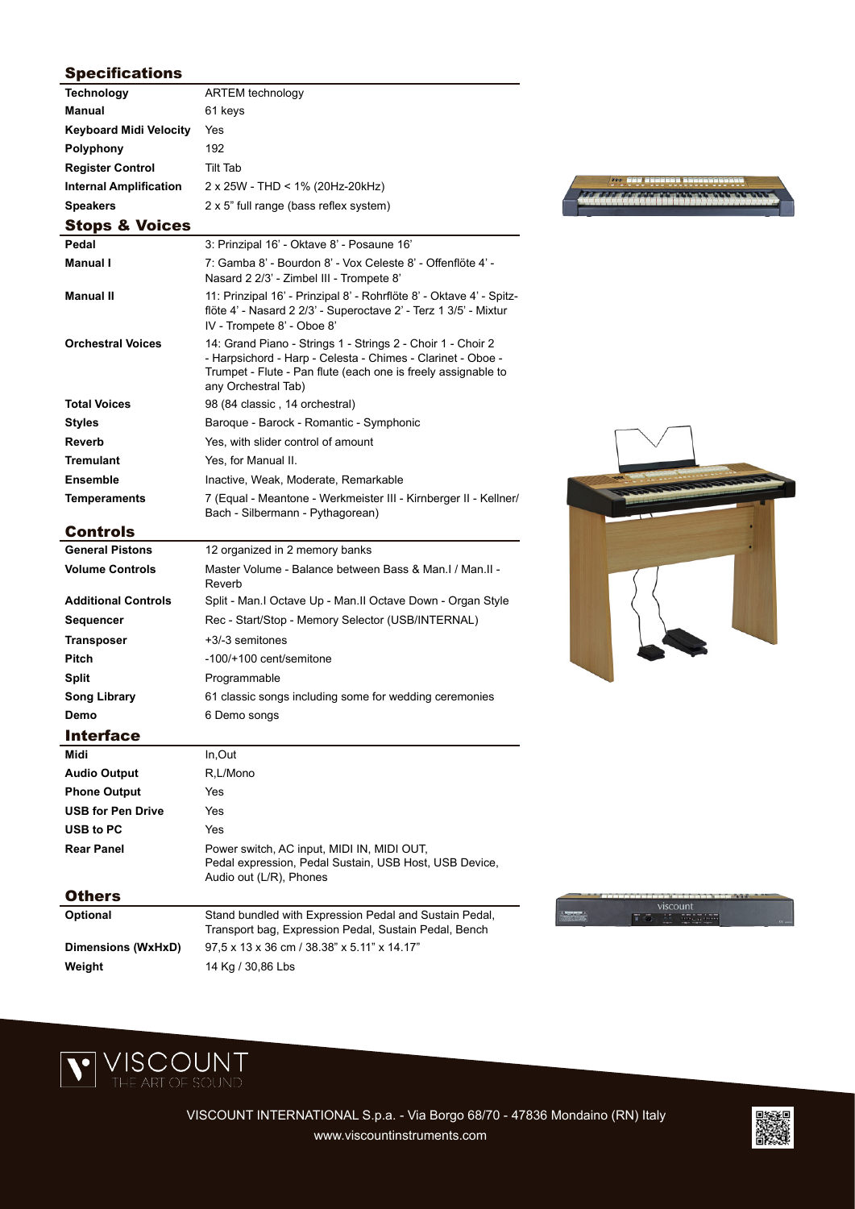## Specifications

| | |
|---|---|
| **Technology** | ARTEM technology |
| **Manual** | 61 keys |
| **Keyboard Midi Velocity** | Yes |
| **Polyphony** | 192 |
| **Register Control** | Tilt Tab |
| **Internal Amplification** | 2 x 25W - THD < 1% (20Hz-20kHz) |
| **Speakers** | 2 x 5" full range (bass reflex system) |

## Stops & Voices

| | |
|---|---|
| **Pedal** | 3: Prinzipal 16' - Oktave 8' - Posaune 16' |
| **Manual I** | 7: Gamba 8' - Bourdon 8' - Vox Celeste 8' - Offenflöte 4' - Nasard 2 2/3' - Zimbel III - Trompete 8' |
| **Manual II** | 11: Prinzipal 16' - Prinzipal 8' - Rohrflöte 8' - Oktave 4' - Spitzflöte 4' - Nasard 2 2/3' - Superoctave 2' - Terz 1 3/5' - Mixtur IV - Trompete 8' - Oboe 8' |
| **Orchestral Voices** | 14: Grand Piano - Strings 1 - Strings 2 - Choir 1 - Choir 2 - Harpsichord - Harp - Celesta - Chimes - Clarinet - Oboe - Trumpet - Flute - Pan flute (each one is freely assignable to any Orchestral Tab) |
| **Total Voices** | 98 (84 classic , 14 orchestral) |
| **Styles** | Baroque - Barock - Romantic - Symphonic |
| **Reverb** | Yes, with slider control of amount |
| **Tremulant** | Yes, for Manual II. |
| **Ensemble** | Inactive, Weak, Moderate, Remarkable |
| **Temperaments** | 7 (Equal - Meantone - Werkmeister III - Kirnberger II - Kellner/Bach - Silbermann - Pythagorean) |

## Controls

| | |
|---|---|
| **General Pistons** | 12 organized in 2 memory banks |
| **Volume Controls** | Master Volume - Balance between Bass & Man.I / Man.II - Reverb |
| **Additional Controls** | Split - Man.I Octave Up - Man.II Octave Down - Organ Style |
| **Sequencer** | Rec - Start/Stop - Memory Selector (USB/INTERNAL) |
| **Transposer** | +3/-3 semitones |
| **Pitch** | -100/+100 cent/semitone |
| **Split** | Programmable |
| **Song Library** | 61 classic songs including some for wedding ceremonies |
| **Demo** | 6 Demo songs |

## Interface

| | |
|---|---|
| **Midi** | In,Out |
| **Audio Output** | R,L/Mono |
| **Phone Output** | Yes |
| **USB for Pen Drive** | Yes |
| **USB to PC** | Yes |
| **Rear Panel** | Power switch, AC input, MIDI IN, MIDI OUT, Pedal expression, Pedal Sustain, USB Host, USB Device, Audio out (L/R), Phones |

## Others

| | |
|---|---|
| **Optional** | Stand bundled with Expression Pedal and Sustain Pedal, Transport bag, Expression Pedal, Sustain Pedal, Bench |
| **Dimensions (WxHxD)** | 97,5 x 13 x 36 cm / 38.38" x 5.11" x 14.17" |
| **Weight** | 14 Kg / 30,86 Lbs |

VISCOUNT THE ART OF SOUND

VISCOUNT INTERNATIONAL S.p.a. - Via Borgo 68/70 - 47836 Mondaino (RN) Italy
www.viscountinstruments.com